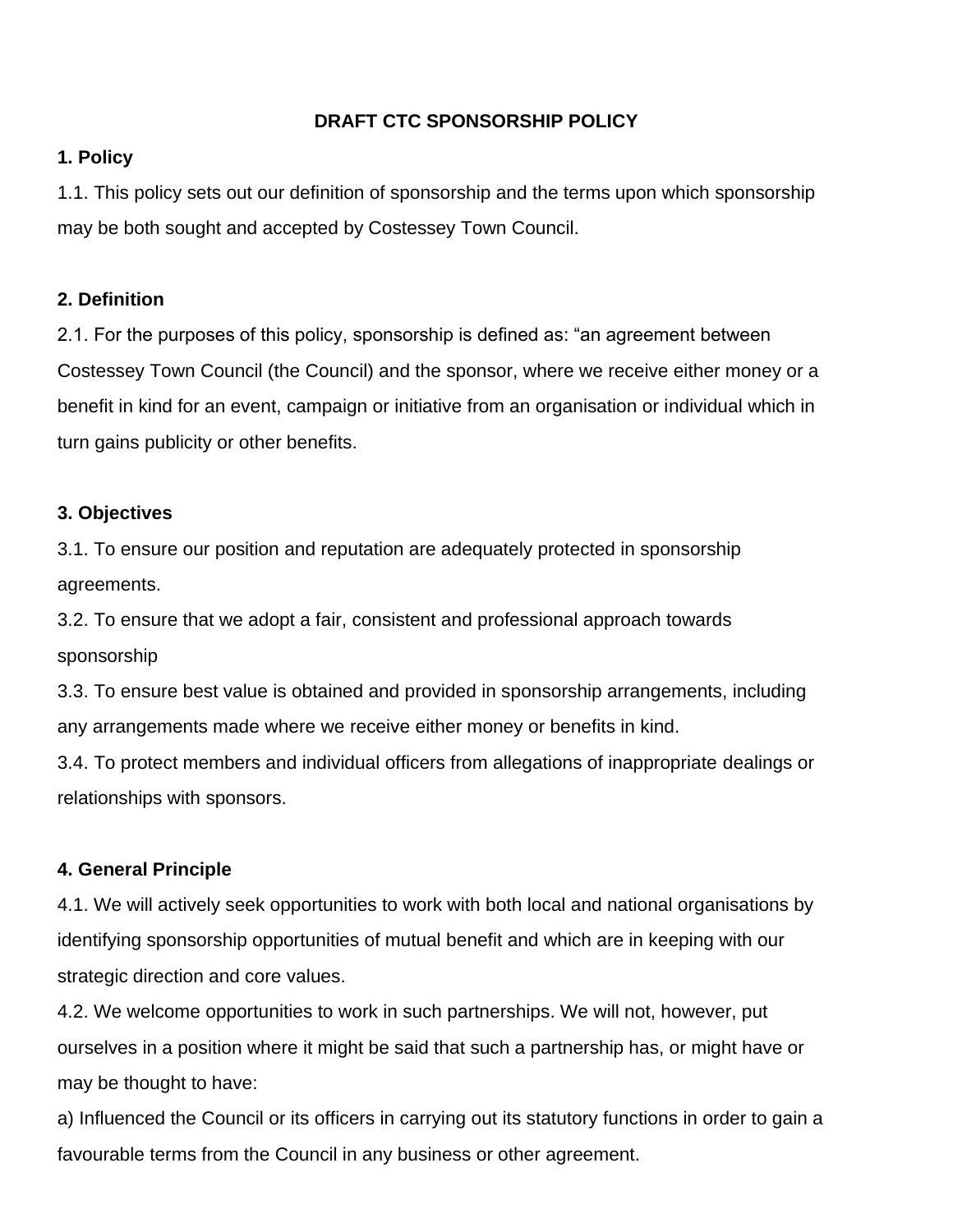# DRAFT CTC SPONSORSHIP POLICY

## 1. Policy

1.1. This policy sets out our definition of sponsorship and the terms upon which sponsorship may be both sought and accepted by Costessey Town Council.

## 2. Definition

2.1. For the purposes of this policy, sponsorship is defined as: "an agreement between Costessey Town Council (the Council) and the sponsor, where we receive either money or a benefit in kind for an event, campaign or initiative from an organisation or individual which in turn gains publicity or other benefits.

## 3. Objectives

3.1. To ensure our position and reputation are adequately protected in sponsorship agreements.

3.2. To ensure that we adopt a fair, consistent and professional approach towards sponsorship

3.3. To ensure best value is obtained and provided in sponsorship arrangements, including any arrangements made where we receive either money or benefits in kind.

3.4. To protect members and individual officers from allegations of inappropriate dealings or relationships with sponsors.

## 4. General Principle

4.1. We will actively seek opportunities to work with both local and national organisations by identifying sponsorship opportunities of mutual benefit and which are in keeping with our strategic direction and core values.

4.2. We welcome opportunities to work in such partnerships. We will not, however, put ourselves in a position where it might be said that such a partnership has, or might have or may be thought to have:

a) Influenced the Council or its officers in carrying out its statutory functions in order to gain a favourable terms from the Council in any business or other agreement.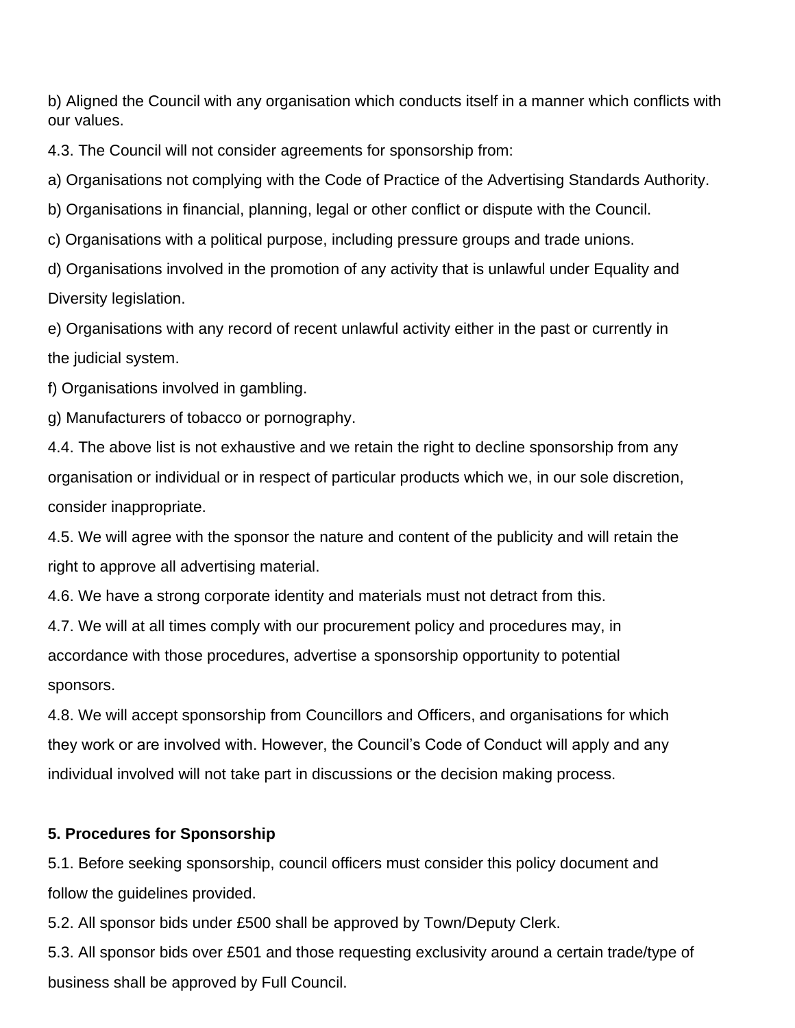b) Aligned the Council with any organisation which conducts itself in a manner which conflicts with our values.

4.3. The Council will not consider agreements for sponsorship from:

a) Organisations not complying with the Code of Practice of the Advertising Standards Authority.

b) Organisations in financial, planning, legal or other conflict or dispute with the Council.

c) Organisations with a political purpose, including pressure groups and trade unions.

d) Organisations involved in the promotion of any activity that is unlawful under Equality and Diversity legislation.

e) Organisations with any record of recent unlawful activity either in the past or currently in the judicial system.

f) Organisations involved in gambling.

g) Manufacturers of tobacco or pornography.

4.4. The above list is not exhaustive and we retain the right to decline sponsorship from any organisation or individual or in respect of particular products which we, in our sole discretion, consider inappropriate.

4.5. We will agree with the sponsor the nature and content of the publicity and will retain the right to approve all advertising material.

4.6. We have a strong corporate identity and materials must not detract from this.

4.7. We will at all times comply with our procurement policy and procedures may, in accordance with those procedures, advertise a sponsorship opportunity to potential sponsors.

4.8. We will accept sponsorship from Councillors and Officers, and organisations for which they work or are involved with. However, the Council's Code of Conduct will apply and any individual involved will not take part in discussions or the decision making process.

**5. Procedures for Sponsorship**

5.1. Before seeking sponsorship, council officers must consider this policy document and follow the guidelines provided.

5.2. All sponsor bids under £500 shall be approved by Town/Deputy Clerk.

5.3. All sponsor bids over £501 and those requesting exclusivity around a certain trade/type of business shall be approved by Full Council.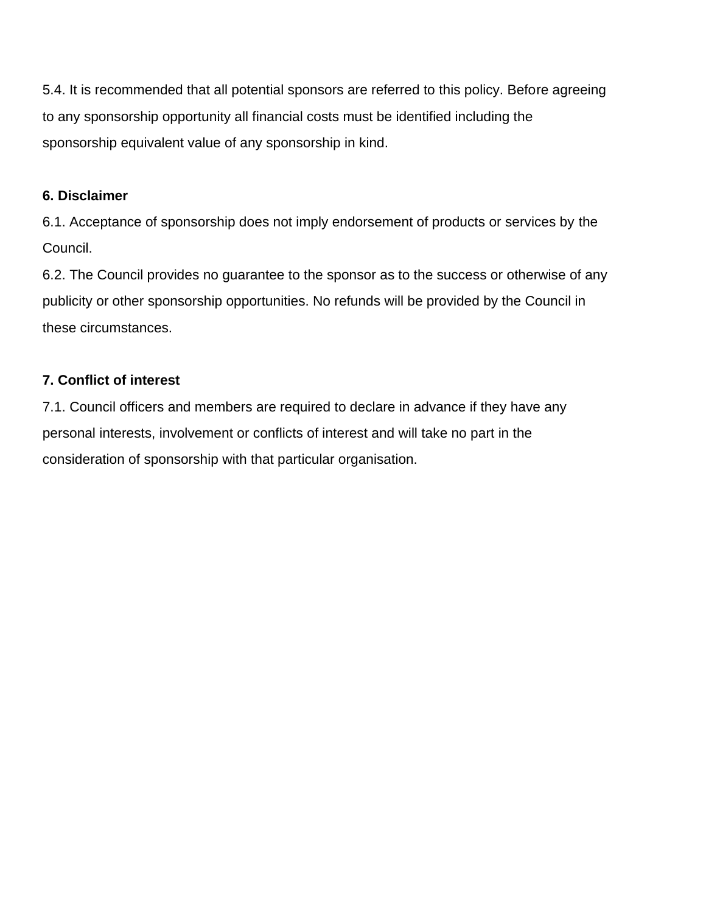5.4. It is recommended that all potential sponsors are referred to this policy. Before agreeing to any sponsorship opportunity all financial costs must be identified including the sponsorship equivalent value of any sponsorship in kind.

**6. Disclaimer**

6.1. Acceptance of sponsorship does not imply endorsement of products or services by the Council.

6.2. The Council provides no guarantee to the sponsor as to the success or otherwise of any publicity or other sponsorship opportunities. No refunds will be provided by the Council in these circumstances.

**7. Conflict of interest**

7.1. Council officers and members are required to declare in advance if they have any personal interests, involvement or conflicts of interest and will take no part in the consideration of sponsorship with that particular organisation.